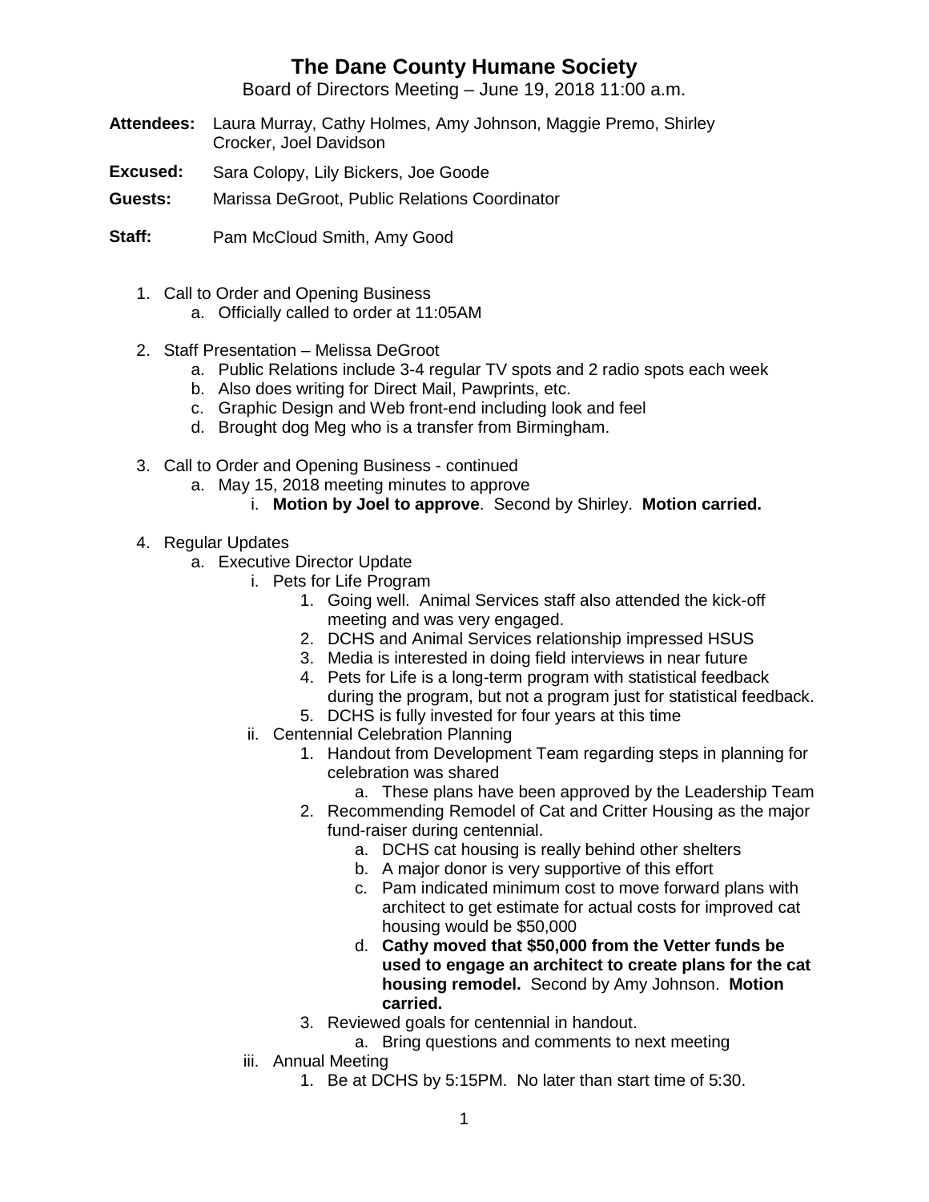# The Dane County Humane Society

Board of Directors Meeting – June 19, 2018 11:00 a.m.

**Attendees:** Laura Murray, Cathy Holmes, Amy Johnson, Maggie Premo, Shirley Crocker, Joel Davidson

**Excused:** Sara Colopy, Lily Bickers, Joe Goode

**Guests:** Marissa DeGroot, Public Relations Coordinator

**Staff:** Pam McCloud Smith, Amy Good

1. Call to Order and Opening Business
   a. Officially called to order at 11:05AM

2. Staff Presentation – Melissa DeGroot
   a. Public Relations include 3-4 regular TV spots and 2 radio spots each week
   b. Also does writing for Direct Mail, Pawprints, etc.
   c. Graphic Design and Web front-end including look and feel
   d. Brought dog Meg who is a transfer from Birmingham.

3. Call to Order and Opening Business - continued
   a. May 15, 2018 meeting minutes to approve
      i. **Motion by Joel to approve**. Second by Shirley. **Motion carried.**

4. Regular Updates
   a. Executive Director Update
      i. Pets for Life Program
         1. Going well. Animal Services staff also attended the kick-off meeting and was very engaged.
         2. DCHS and Animal Services relationship impressed HSUS
         3. Media is interested in doing field interviews in near future
         4. Pets for Life is a long-term program with statistical feedback during the program, but not a program just for statistical feedback.
         5. DCHS is fully invested for four years at this time
      ii. Centennial Celebration Planning
         1. Handout from Development Team regarding steps in planning for celebration was shared
            a. These plans have been approved by the Leadership Team
         2. Recommending Remodel of Cat and Critter Housing as the major fund-raiser during centennial.
            a. DCHS cat housing is really behind other shelters
            b. A major donor is very supportive of this effort
            c. Pam indicated minimum cost to move forward plans with architect to get estimate for actual costs for improved cat housing would be $50,000
            d. **Cathy moved that $50,000 from the Vetter funds be used to engage an architect to create plans for the cat housing remodel.** Second by Amy Johnson. **Motion carried.**
         3. Reviewed goals for centennial in handout.
            a. Bring questions and comments to next meeting
      iii. Annual Meeting
         1. Be at DCHS by 5:15PM. No later than start time of 5:30.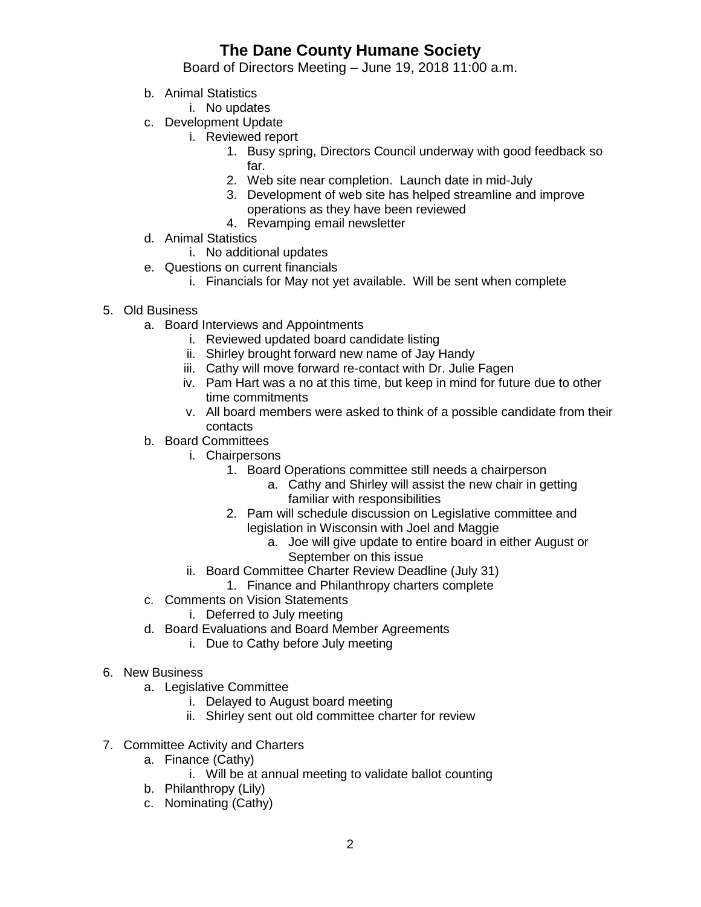b. Animal Statistics
    i. No updates
c. Development Update
    i. Reviewed report
        1. Busy spring, Directors Council underway with good feedback so far.
        2. Web site near completion. Launch date in mid-July
        3. Development of web site has helped streamline and improve operations as they have been reviewed
        4. Revamping email newsletter
d. Animal Statistics
    i. No additional updates
e. Questions on current financials
    i. Financials for May not yet available. Will be sent when complete

5. Old Business
    a. Board Interviews and Appointments
        i. Reviewed updated board candidate listing
        ii. Shirley brought forward new name of Jay Handy
        iii. Cathy will move forward re-contact with Dr. Julie Fagen
        iv. Pam Hart was a no at this time, but keep in mind for future due to other time commitments
        v. All board members were asked to think of a possible candidate from their contacts
    b. Board Committees
        i. Chairpersons
            1. Board Operations committee still needs a chairperson
                a. Cathy and Shirley will assist the new chair in getting familiar with responsibilities
            2. Pam will schedule discussion on Legislative committee and legislation in Wisconsin with Joel and Maggie
                a. Joe will give update to entire board in either August or September on this issue
        ii. Board Committee Charter Review Deadline (July 31)
            1. Finance and Philanthropy charters complete
    c. Comments on Vision Statements
        i. Deferred to July meeting
    d. Board Evaluations and Board Member Agreements
        i. Due to Cathy before July meeting

6. New Business
    a. Legislative Committee
        i. Delayed to August board meeting
        ii. Shirley sent out old committee charter for review

7. Committee Activity and Charters
    a. Finance (Cathy)
        i. Will be at annual meeting to validate ballot counting
    b. Philanthropy (Lily)
    c. Nominating (Cathy)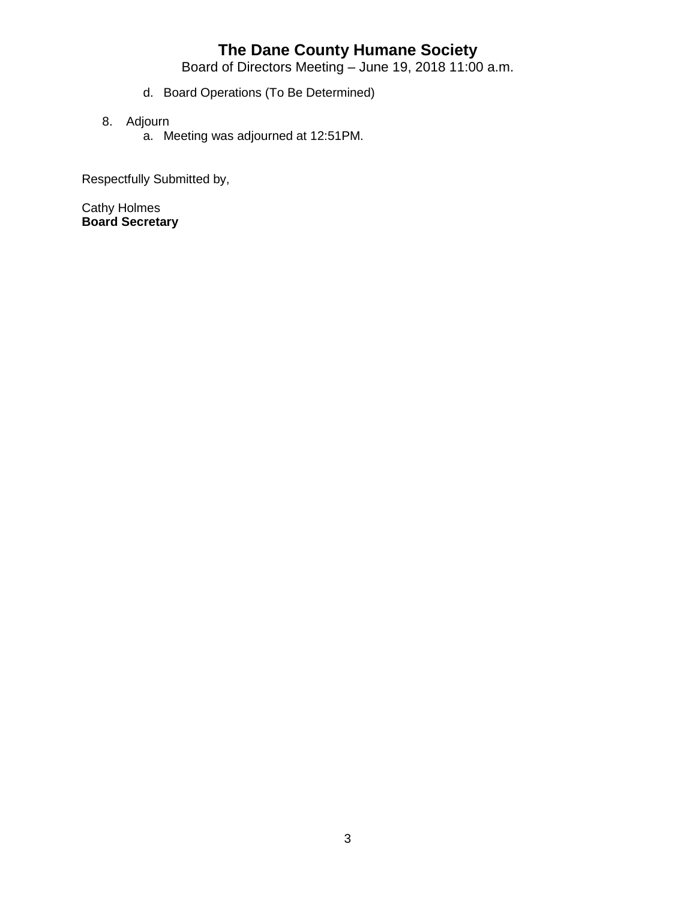d. Board Operations (To Be Determined)

8. Adjourn
   a. Meeting was adjourned at 12:51PM.

Respectfully Submitted by,

Cathy Holmes
**Board Secretary**